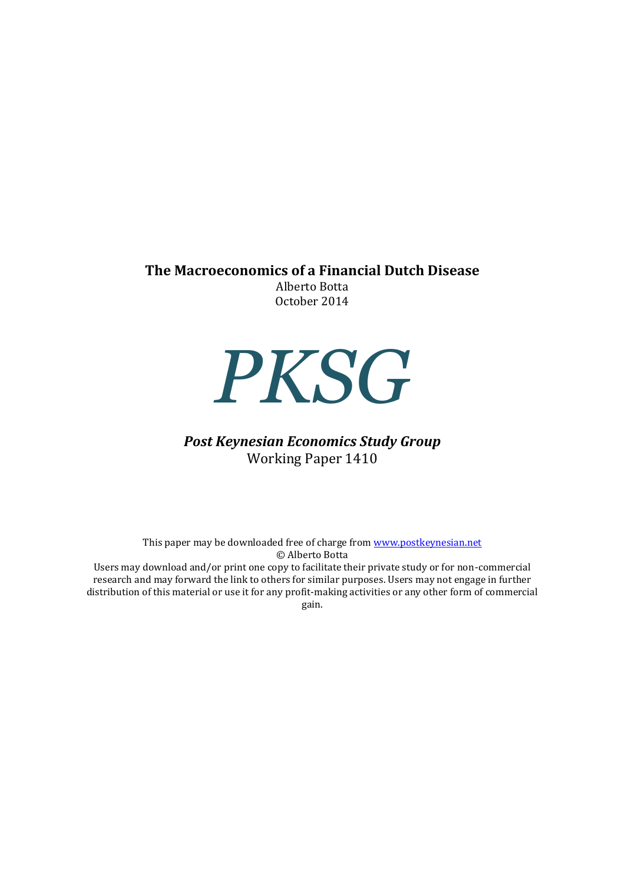**The Macroeconomics of a Financial Dutch Disease**

Alberto Botta

October 2014

# PKSG

***Post Keynesian Economics Study Group***

Working Paper 1410

This paper may be downloaded free of charge from [www.postkeynesian.net](http://www.postkeynesian.net)

© Alberto Botta

Users may download and/or print one copy to facilitate their private study or for non-commercial research and may forward the link to others for similar purposes. Users may not engage in further distribution of this material or use it for any profit-making activities or any other form of commercial gain.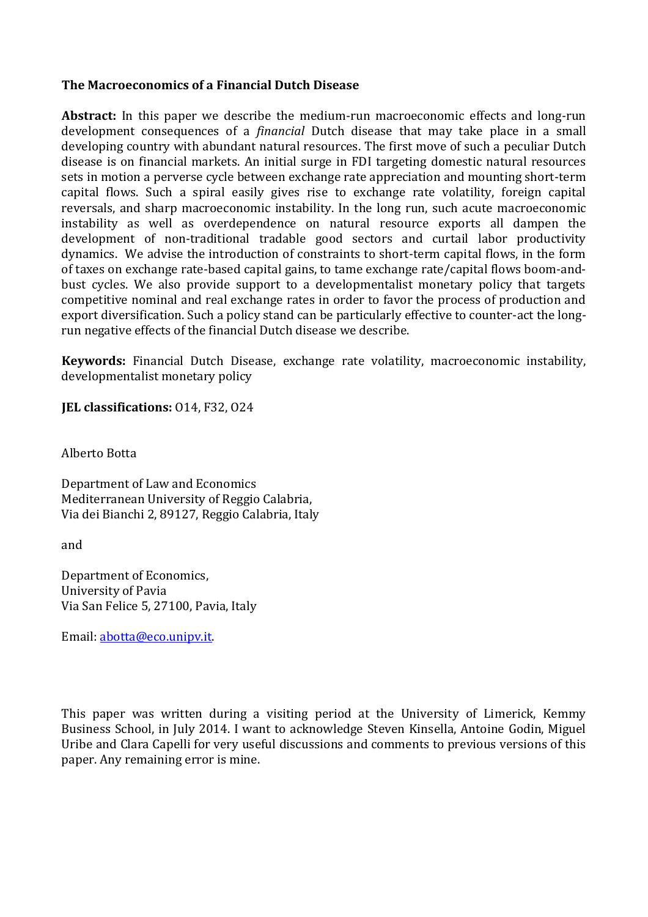**The Macroeconomics of a Financial Dutch Disease**

**Abstract:** In this paper we describe the medium-run macroeconomic effects and long-run development consequences of a *financial* Dutch disease that may take place in a small developing country with abundant natural resources. The first move of such a peculiar Dutch disease is on financial markets. An initial surge in FDI targeting domestic natural resources sets in motion a perverse cycle between exchange rate appreciation and mounting short-term capital flows. Such a spiral easily gives rise to exchange rate volatility, foreign capital reversals, and sharp macroeconomic instability. In the long run, such acute macroeconomic instability as well as overdependence on natural resource exports all dampen the development of non-traditional tradable good sectors and curtail labor productivity dynamics. We advise the introduction of constraints to short-term capital flows, in the form of taxes on exchange rate-based capital gains, to tame exchange rate/capital flows boom-and-bust cycles. We also provide support to a developmentalist monetary policy that targets competitive nominal and real exchange rates in order to favor the process of production and export diversification. Such a policy stand can be particularly effective to counter-act the long-run negative effects of the financial Dutch disease we describe.

**Keywords:** Financial Dutch Disease, exchange rate volatility, macroeconomic instability, developmentalist monetary policy

**JEL classifications:** O14, F32, O24

Alberto Botta

Department of Law and Economics
Mediterranean University of Reggio Calabria,
Via dei Bianchi 2, 89127, Reggio Calabria, Italy

and

Department of Economics,
University of Pavia
Via San Felice 5, 27100, Pavia, Italy

Email: abotta@eco.unipv.it.

This paper was written during a visiting period at the University of Limerick, Kemmy Business School, in July 2014. I want to acknowledge Steven Kinsella, Antoine Godin, Miguel Uribe and Clara Capelli for very useful discussions and comments to previous versions of this paper. Any remaining error is mine.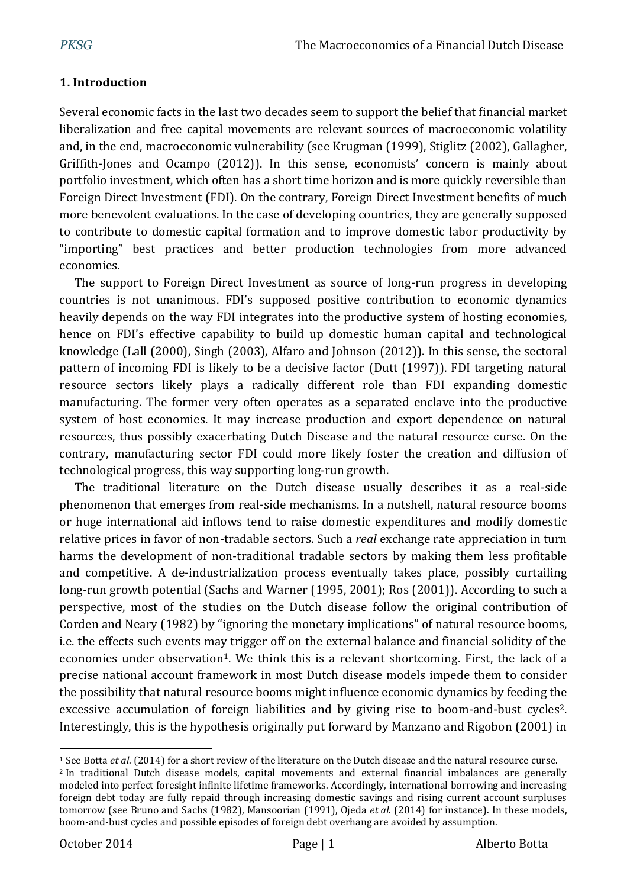## 1. Introduction

Several economic facts in the last two decades seem to support the belief that financial market liberalization and free capital movements are relevant sources of macroeconomic volatility and, in the end, macroeconomic vulnerability (see Krugman (1999), Stiglitz (2002), Gallagher, Griffith-Jones and Ocampo (2012)). In this sense, economists' concern is mainly about portfolio investment, which often has a short time horizon and is more quickly reversible than Foreign Direct Investment (FDI). On the contrary, Foreign Direct Investment benefits of much more benevolent evaluations. In the case of developing countries, they are generally supposed to contribute to domestic capital formation and to improve domestic labor productivity by "importing" best practices and better production technologies from more advanced economies.

The support to Foreign Direct Investment as source of long-run progress in developing countries is not unanimous. FDI's supposed positive contribution to economic dynamics heavily depends on the way FDI integrates into the productive system of hosting economies, hence on FDI's effective capability to build up domestic human capital and technological knowledge (Lall (2000), Singh (2003), Alfaro and Johnson (2012)). In this sense, the sectoral pattern of incoming FDI is likely to be a decisive factor (Dutt (1997)). FDI targeting natural resource sectors likely plays a radically different role than FDI expanding domestic manufacturing. The former very often operates as a separated enclave into the productive system of host economies. It may increase production and export dependence on natural resources, thus possibly exacerbating Dutch Disease and the natural resource curse. On the contrary, manufacturing sector FDI could more likely foster the creation and diffusion of technological progress, this way supporting long-run growth.

The traditional literature on the Dutch disease usually describes it as a real-side phenomenon that emerges from real-side mechanisms. In a nutshell, natural resource booms or huge international aid inflows tend to raise domestic expenditures and modify domestic relative prices in favor of non-tradable sectors. Such a *real* exchange rate appreciation in turn harms the development of non-traditional tradable sectors by making them less profitable and competitive. A de-industrialization process eventually takes place, possibly curtailing long-run growth potential (Sachs and Warner (1995, 2001); Ros (2001)). According to such a perspective, most of the studies on the Dutch disease follow the original contribution of Corden and Neary (1982) by "ignoring the monetary implications" of natural resource booms, i.e. the effects such events may trigger off on the external balance and financial solidity of the economies under observation[1]. We think this is a relevant shortcoming. First, the lack of a precise national account framework in most Dutch disease models impede them to consider the possibility that natural resource booms might influence economic dynamics by feeding the excessive accumulation of foreign liabilities and by giving rise to boom-and-bust cycles[2]. Interestingly, this is the hypothesis originally put forward by Manzano and Rigobon (2001) in

---

[1] See Botta *et al.* (2014) for a short review of the literature on the Dutch disease and the natural resource curse.

[2] In traditional Dutch disease models, capital movements and external financial imbalances are generally modeled into perfect foresight infinite lifetime frameworks. Accordingly, international borrowing and increasing foreign debt today are fully repaid through increasing domestic savings and rising current account surpluses tomorrow (see Bruno and Sachs (1982), Mansoorian (1991), Ojeda *et al.* (2014) for instance). In these models, boom-and-bust cycles and possible episodes of foreign debt overhang are avoided by assumption.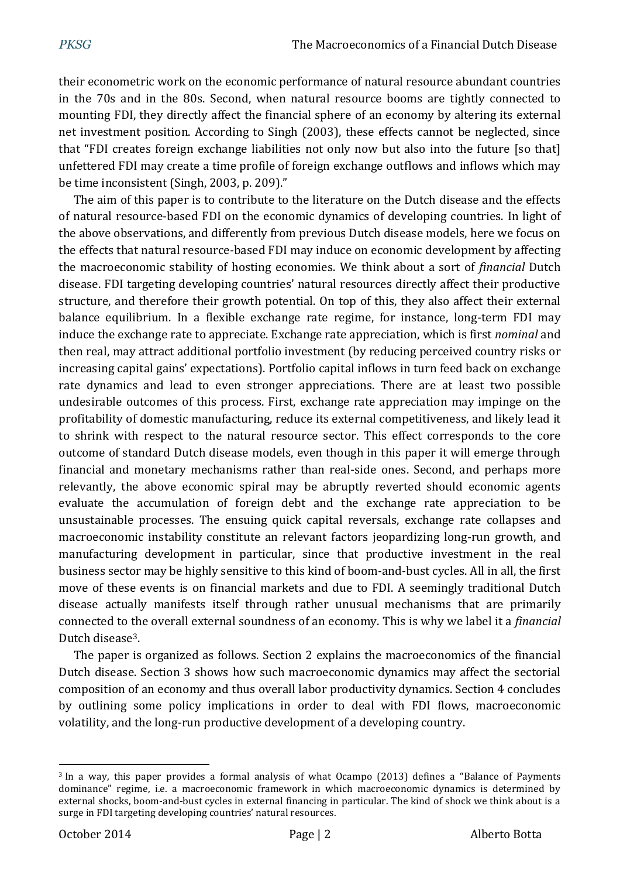their econometric work on the economic performance of natural resource abundant countries in the 70s and in the 80s. Second, when natural resource booms are tightly connected to mounting FDI, they directly affect the financial sphere of an economy by altering its external net investment position. According to Singh (2003), these effects cannot be neglected, since that "FDI creates foreign exchange liabilities not only now but also into the future [so that] unfettered FDI may create a time profile of foreign exchange outflows and inflows which may be time inconsistent (Singh, 2003, p. 209)."

The aim of this paper is to contribute to the literature on the Dutch disease and the effects of natural resource-based FDI on the economic dynamics of developing countries. In light of the above observations, and differently from previous Dutch disease models, here we focus on the effects that natural resource-based FDI may induce on economic development by affecting the macroeconomic stability of hosting economies. We think about a sort of *financial* Dutch disease. FDI targeting developing countries' natural resources directly affect their productive structure, and therefore their growth potential. On top of this, they also affect their external balance equilibrium. In a flexible exchange rate regime, for instance, long-term FDI may induce the exchange rate to appreciate. Exchange rate appreciation, which is first *nominal* and then real, may attract additional portfolio investment (by reducing perceived country risks or increasing capital gains' expectations). Portfolio capital inflows in turn feed back on exchange rate dynamics and lead to even stronger appreciations. There are at least two possible undesirable outcomes of this process. First, exchange rate appreciation may impinge on the profitability of domestic manufacturing, reduce its external competitiveness, and likely lead it to shrink with respect to the natural resource sector. This effect corresponds to the core outcome of standard Dutch disease models, even though in this paper it will emerge through financial and monetary mechanisms rather than real-side ones. Second, and perhaps more relevantly, the above economic spiral may be abruptly reverted should economic agents evaluate the accumulation of foreign debt and the exchange rate appreciation to be unsustainable processes. The ensuing quick capital reversals, exchange rate collapses and macroeconomic instability constitute an relevant factors jeopardizing long-run growth, and manufacturing development in particular, since that productive investment in the real business sector may be highly sensitive to this kind of boom-and-bust cycles. All in all, the first move of these events is on financial markets and due to FDI. A seemingly traditional Dutch disease actually manifests itself through rather unusual mechanisms that are primarily connected to the overall external soundness of an economy. This is why we label it a *financial* Dutch disease[3].

The paper is organized as follows. Section 2 explains the macroeconomics of the financial Dutch disease. Section 3 shows how such macroeconomic dynamics may affect the sectorial composition of an economy and thus overall labor productivity dynamics. Section 4 concludes by outlining some policy implications in order to deal with FDI flows, macroeconomic volatility, and the long-run productive development of a developing country.

---

[3] In a way, this paper provides a formal analysis of what Ocampo (2013) defines a "Balance of Payments dominance" regime, i.e. a macroeconomic framework in which macroeconomic dynamics is determined by external shocks, boom-and-bust cycles in external financing in particular. The kind of shock we think about is a surge in FDI targeting developing countries' natural resources.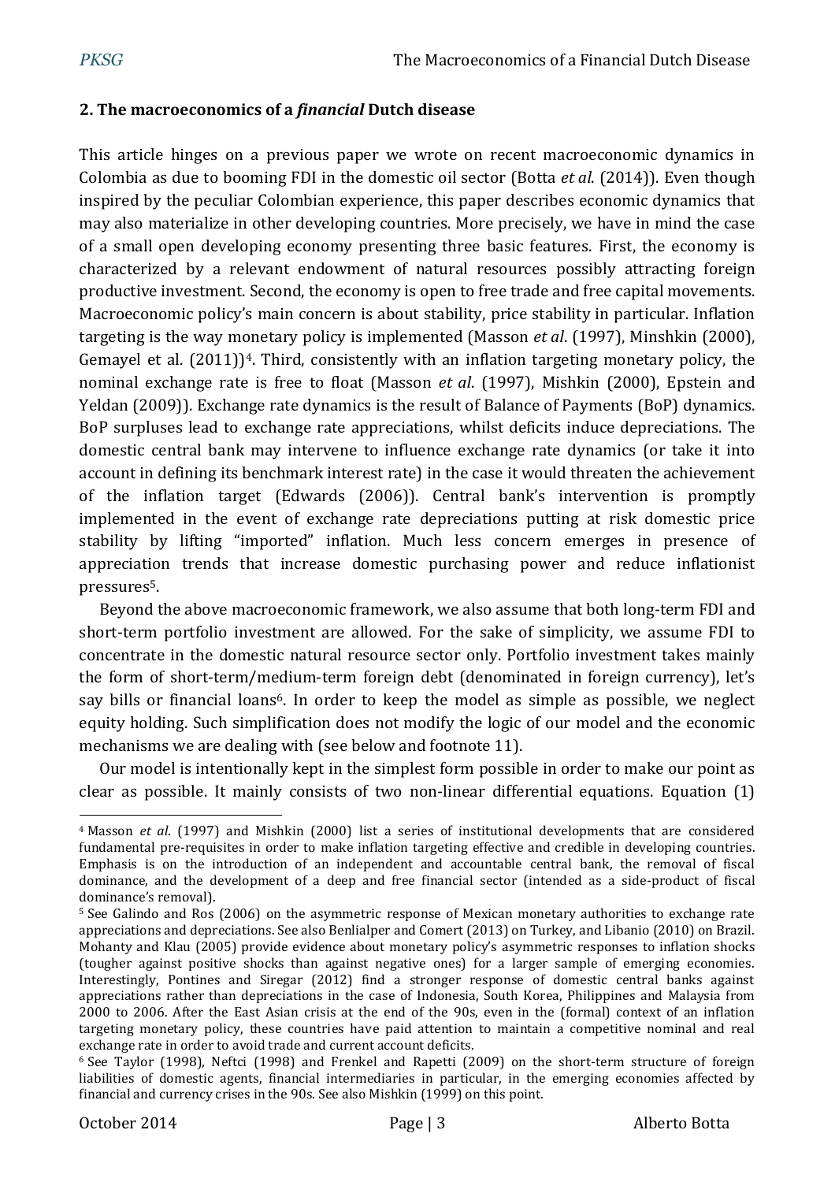## 2. The macroeconomics of a *financial* Dutch disease

This article hinges on a previous paper we wrote on recent macroeconomic dynamics in Colombia as due to booming FDI in the domestic oil sector (Botta *et al*. (2014)). Even though inspired by the peculiar Colombian experience, this paper describes economic dynamics that may also materialize in other developing countries. More precisely, we have in mind the case of a small open developing economy presenting three basic features. First, the economy is characterized by a relevant endowment of natural resources possibly attracting foreign productive investment. Second, the economy is open to free trade and free capital movements. Macroeconomic policy's main concern is about stability, price stability in particular. Inflation targeting is the way monetary policy is implemented (Masson *et al*. (1997), Minshkin (2000), Gemayel et al. (2011))[4]. Third, consistently with an inflation targeting monetary policy, the nominal exchange rate is free to float (Masson *et al*. (1997), Mishkin (2000), Epstein and Yeldan (2009)). Exchange rate dynamics is the result of Balance of Payments (BoP) dynamics. BoP surpluses lead to exchange rate appreciations, whilst deficits induce depreciations. The domestic central bank may intervene to influence exchange rate dynamics (or take it into account in defining its benchmark interest rate) in the case it would threaten the achievement of the inflation target (Edwards (2006)). Central bank's intervention is promptly implemented in the event of exchange rate depreciations putting at risk domestic price stability by lifting "imported" inflation. Much less concern emerges in presence of appreciation trends that increase domestic purchasing power and reduce inflationist pressures[5].

Beyond the above macroeconomic framework, we also assume that both long-term FDI and short-term portfolio investment are allowed. For the sake of simplicity, we assume FDI to concentrate in the domestic natural resource sector only. Portfolio investment takes mainly the form of short-term/medium-term foreign debt (denominated in foreign currency), let's say bills or financial loans[6]. In order to keep the model as simple as possible, we neglect equity holding. Such simplification does not modify the logic of our model and the economic mechanisms we are dealing with (see below and footnote 11).

Our model is intentionally kept in the simplest form possible in order to make our point as clear as possible. It mainly consists of two non-linear differential equations. Equation (1)

---

[4] Masson *et al*. (1997) and Mishkin (2000) list a series of institutional developments that are considered fundamental pre-requisites in order to make inflation targeting effective and credible in developing countries. Emphasis is on the introduction of an independent and accountable central bank, the removal of fiscal dominance, and the development of a deep and free financial sector (intended as a side-product of fiscal dominance's removal).

[5] See Galindo and Ros (2006) on the asymmetric response of Mexican monetary authorities to exchange rate appreciations and depreciations. See also Benlialper and Comert (2013) on Turkey, and Libanio (2010) on Brazil. Mohanty and Klau (2005) provide evidence about monetary policy's asymmetric responses to inflation shocks (tougher against positive shocks than against negative ones) for a larger sample of emerging economies. Interestingly, Pontines and Siregar (2012) find a stronger response of domestic central banks against appreciations rather than depreciations in the case of Indonesia, South Korea, Philippines and Malaysia from 2000 to 2006. After the East Asian crisis at the end of the 90s, even in the (formal) context of an inflation targeting monetary policy, these countries have paid attention to maintain a competitive nominal and real exchange rate in order to avoid trade and current account deficits.

[6] See Taylor (1998), Neftci (1998) and Frenkel and Rapetti (2009) on the short-term structure of foreign liabilities of domestic agents, financial intermediaries in particular, in the emerging economies affected by financial and currency crises in the 90s. See also Mishkin (1999) on this point.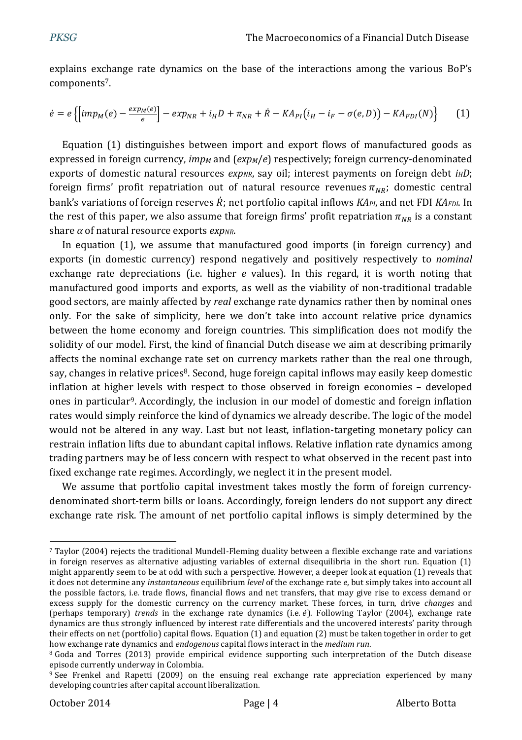explains exchange rate dynamics on the base of the interactions among the various BoP's components[7].

$$\dot{e} = e\left\{\left[imp_M(e) - \frac{exp_M(e)}{e}\right] - exp_{NR} + i_H D + \pi_{NR} + \dot{R} - KA_{PI}\big(i_H - i_F - \sigma(e, D)\big) - KA_{FDI}(N)\right\} \qquad (1)$$

Equation (1) distinguishes between import and export flows of manufactured goods as expressed in foreign currency, $imp_M$ and $(exp_M/e)$ respectively; foreign currency-denominated exports of domestic natural resources $exp_{NR}$, say oil; interest payments on foreign debt $i_H D$; foreign firms' profit repatriation out of natural resource revenues $\pi_{NR}$; domestic central bank's variations of foreign reserves $\dot{R}$; net portfolio capital inflows $KA_{PI}$, and net FDI $KA_{FDI}$. In the rest of this paper, we also assume that foreign firms' profit repatriation $\pi_{NR}$ is a constant share $\alpha$ of natural resource exports $exp_{NR}$.

In equation (1), we assume that manufactured good imports (in foreign currency) and exports (in domestic currency) respond negatively and positively respectively to *nominal* exchange rate depreciations (i.e. higher $e$ values). In this regard, it is worth noting that manufactured good imports and exports, as well as the viability of non-traditional tradable good sectors, are mainly affected by *real* exchange rate dynamics rather then by nominal ones only. For the sake of simplicity, here we don't take into account relative price dynamics between the home economy and foreign countries. This simplification does not modify the solidity of our model. First, the kind of financial Dutch disease we aim at describing primarily affects the nominal exchange rate set on currency markets rather than the real one through, say, changes in relative prices[8]. Second, huge foreign capital inflows may easily keep domestic inflation at higher levels with respect to those observed in foreign economies – developed ones in particular[9]. Accordingly, the inclusion in our model of domestic and foreign inflation rates would simply reinforce the kind of dynamics we already describe. The logic of the model would not be altered in any way. Last but not least, inflation-targeting monetary policy can restrain inflation lifts due to abundant capital inflows. Relative inflation rate dynamics among trading partners may be of less concern with respect to what observed in the recent past into fixed exchange rate regimes. Accordingly, we neglect it in the present model.

We assume that portfolio capital investment takes mostly the form of foreign currency-denominated short-term bills or loans. Accordingly, foreign lenders do not support any direct exchange rate risk. The amount of net portfolio capital inflows is simply determined by the

---

[7] Taylor (2004) rejects the traditional Mundell-Fleming duality between a flexible exchange rate and variations in foreign reserves as alternative adjusting variables of external disequilibria in the short run. Equation (1) might apparently seem to be at odd with such a perspective. However, a deeper look at equation (1) reveals that it does not determine any *instantaneous* equilibrium *level* of the exchange rate $e$, but simply takes into account all the possible factors, i.e. trade flows, financial flows and net transfers, that may give rise to excess demand or excess supply for the domestic currency on the currency market. These forces, in turn, drive *changes* and (perhaps temporary) *trends* in the exchange rate dynamics (i.e. $\dot{e}$). Following Taylor (2004), exchange rate dynamics are thus strongly influenced by interest rate differentials and the uncovered interests' parity through their effects on net (portfolio) capital flows. Equation (1) and equation (2) must be taken together in order to get how exchange rate dynamics and *endogenous* capital flows interact in the *medium run*.

[8] Goda and Torres (2013) provide empirical evidence supporting such interpretation of the Dutch disease episode currently underway in Colombia.

[9] See Frenkel and Rapetti (2009) on the ensuing real exchange rate appreciation experienced by many developing countries after capital account liberalization.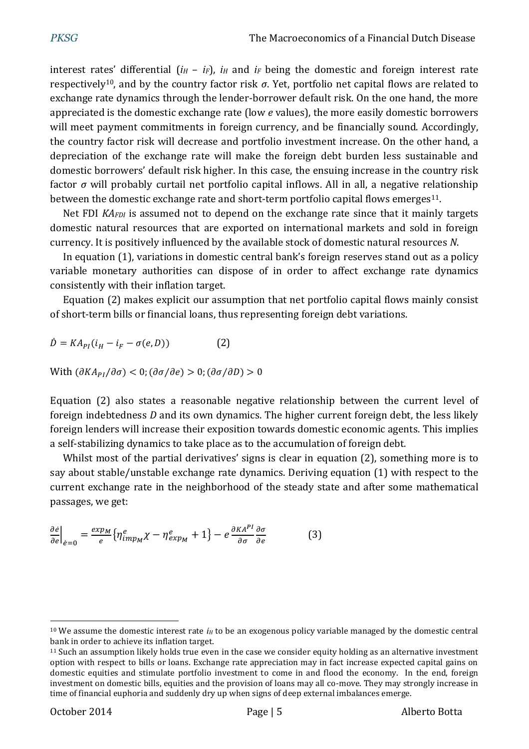interest rates' differential ($i_H$ – $i_F$), $i_H$ and $i_F$ being the domestic and foreign interest rate respectively[10], and by the country factor risk $\sigma$. Yet, portfolio net capital flows are related to exchange rate dynamics through the lender-borrower default risk. On the one hand, the more appreciated is the domestic exchange rate (low $e$ values), the more easily domestic borrowers will meet payment commitments in foreign currency, and be financially sound. Accordingly, the country factor risk will decrease and portfolio investment increase. On the other hand, a depreciation of the exchange rate will make the foreign debt burden less sustainable and domestic borrowers' default risk higher. In this case, the ensuing increase in the country risk factor $\sigma$ will probably curtail net portfolio capital inflows. All in all, a negative relationship between the domestic exchange rate and short-term portfolio capital flows emerges[11].

Net FDI $KA_{FDI}$ is assumed not to depend on the exchange rate since that it mainly targets domestic natural resources that are exported on international markets and sold in foreign currency. It is positively influenced by the available stock of domestic natural resources $N$.

In equation (1), variations in domestic central bank's foreign reserves stand out as a policy variable monetary authorities can dispose of in order to affect exchange rate dynamics consistently with their inflation target.

Equation (2) makes explicit our assumption that net portfolio capital flows mainly consist of short-term bills or financial loans, thus representing foreign debt variations.

$$\dot{D} = KA_{PI}(i_H - i_F - \sigma(e, D)) \qquad (2)$$

With $(\partial KA_{PI}/\partial\sigma) < 0; (\partial\sigma/\partial e) > 0; (\partial\sigma/\partial D) > 0$

Equation (2) also states a reasonable negative relationship between the current level of foreign indebtedness $D$ and its own dynamics. The higher current foreign debt, the less likely foreign lenders will increase their exposition towards domestic economic agents. This implies a self-stabilizing dynamics to take place as to the accumulation of foreign debt.

Whilst most of the partial derivatives' signs is clear in equation (2), something more is to say about stable/unstable exchange rate dynamics. Deriving equation (1) with respect to the current exchange rate in the neighborhood of the steady state and after some mathematical passages, we get:

$$\left.\frac{\partial\dot{e}}{\partial e}\right|_{\dot{e}=0} = \frac{exp_M}{e}\left\{\eta^{e}_{imp_M}\chi - \eta^{e}_{exp_M} + 1\right\} - e\frac{\partial KA^{PI}}{\partial\sigma}\frac{\partial\sigma}{\partial e} \qquad (3)$$

---

[10] We assume the domestic interest rate $i_H$ to be an exogenous policy variable managed by the domestic central bank in order to achieve its inflation target.

[11] Such an assumption likely holds true even in the case we consider equity holding as an alternative investment option with respect to bills or loans. Exchange rate appreciation may in fact increase expected capital gains on domestic equities and stimulate portfolio investment to come in and flood the economy. In the end, foreign investment on domestic bills, equities and the provision of loans may all co-move. They may strongly increase in time of financial euphoria and suddenly dry up when signs of deep external imbalances emerge.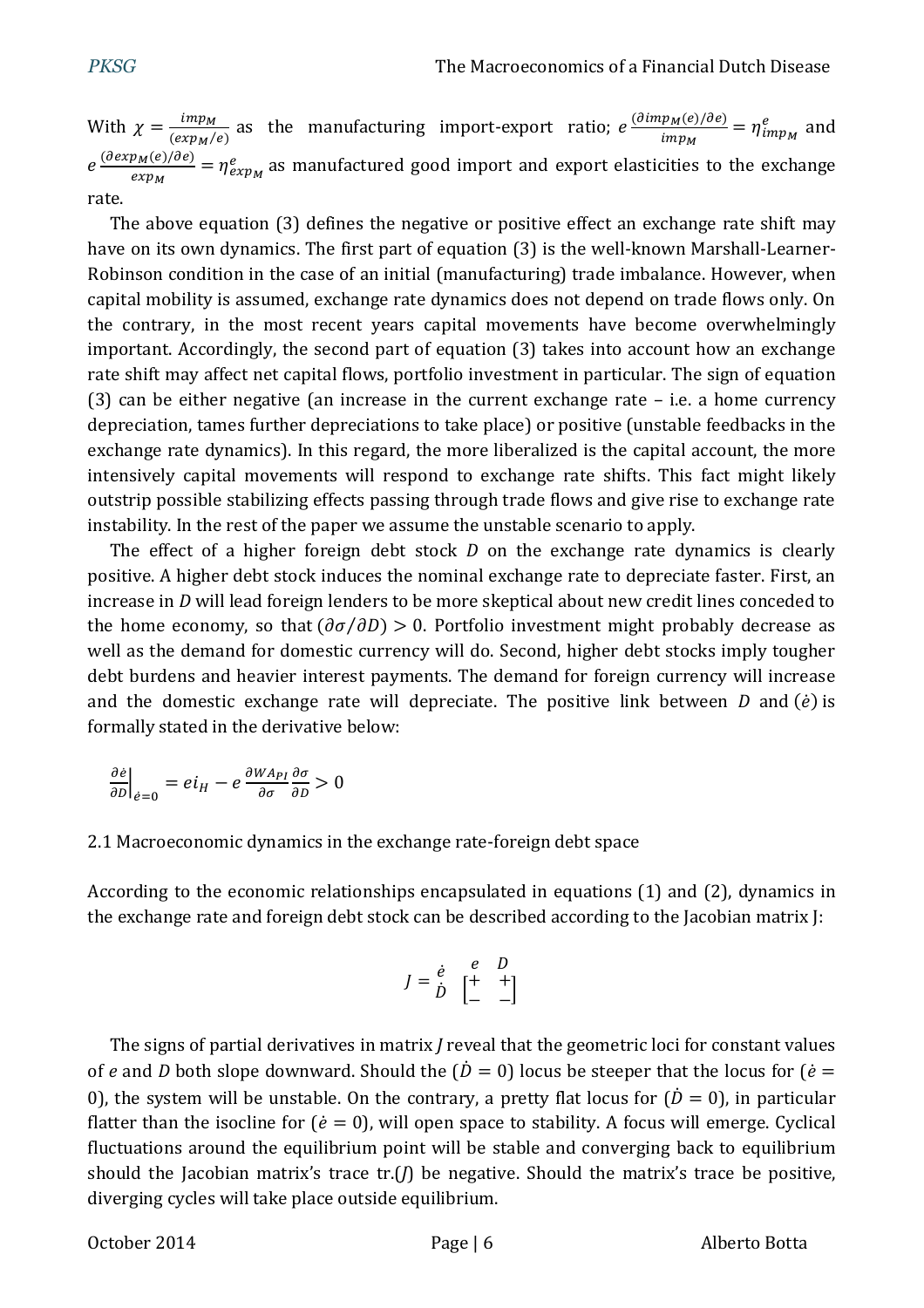With $\chi = \frac{imp_M}{(exp_M/e)}$ as the manufacturing import-export ratio; $e\frac{(\partial imp_M(e)/\partial e)}{imp_M} = \eta^e_{imp_M}$ and $e\frac{(\partial exp_M(e)/\partial e)}{exp_M} = \eta^e_{exp_M}$ as manufactured good import and export elasticities to the exchange rate.

The above equation (3) defines the negative or positive effect an exchange rate shift may have on its own dynamics. The first part of equation (3) is the well-known Marshall-Learner-Robinson condition in the case of an initial (manufacturing) trade imbalance. However, when capital mobility is assumed, exchange rate dynamics does not depend on trade flows only. On the contrary, in the most recent years capital movements have become overwhelmingly important. Accordingly, the second part of equation (3) takes into account how an exchange rate shift may affect net capital flows, portfolio investment in particular. The sign of equation (3) can be either negative (an increase in the current exchange rate – i.e. a home currency depreciation, tames further depreciations to take place) or positive (unstable feedbacks in the exchange rate dynamics). In this regard, the more liberalized is the capital account, the more intensively capital movements will respond to exchange rate shifts. This fact might likely outstrip possible stabilizing effects passing through trade flows and give rise to exchange rate instability. In the rest of the paper we assume the unstable scenario to apply.

The effect of a higher foreign debt stock $D$ on the exchange rate dynamics is clearly positive. A higher debt stock induces the nominal exchange rate to depreciate faster. First, an increase in $D$ will lead foreign lenders to be more skeptical about new credit lines conceded to the home economy, so that $(\partial\sigma/\partial D) > 0$. Portfolio investment might probably decrease as well as the demand for domestic currency will do. Second, higher debt stocks imply tougher debt burdens and heavier interest payments. The demand for foreign currency will increase and the domestic exchange rate will depreciate. The positive link between $D$ and $(\dot{e})$ is formally stated in the derivative below:

$$\left.\frac{\partial \dot{e}}{\partial D}\right|_{\dot{e}=0} = e i_H - e\frac{\partial WA_{PI}}{\partial \sigma}\frac{\partial \sigma}{\partial D} > 0$$

### 2.1 Macroeconomic dynamics in the exchange rate-foreign debt space

According to the economic relationships encapsulated in equations (1) and (2), dynamics in the exchange rate and foreign debt stock can be described according to the Jacobian matrix J:

$$J = \begin{array}{c} \\ \dot{e} \\ \dot{D} \end{array} \begin{array}{c} \begin{array}{cc} e & D \end{array} \\ \begin{bmatrix} + & + \\ - & - \end{bmatrix} \end{array}$$

The signs of partial derivatives in matrix *J* reveal that the geometric loci for constant values of *e* and *D* both slope downward. Should the $(\dot{D} = 0)$ locus be steeper that the locus for $(\dot{e} = 0)$, the system will be unstable. On the contrary, a pretty flat locus for $(\dot{D} = 0)$, in particular flatter than the isocline for $(\dot{e} = 0)$, will open space to stability. A focus will emerge. Cyclical fluctuations around the equilibrium point will be stable and converging back to equilibrium should the Jacobian matrix's trace tr.(*J*) be negative. Should the matrix's trace be positive, diverging cycles will take place outside equilibrium.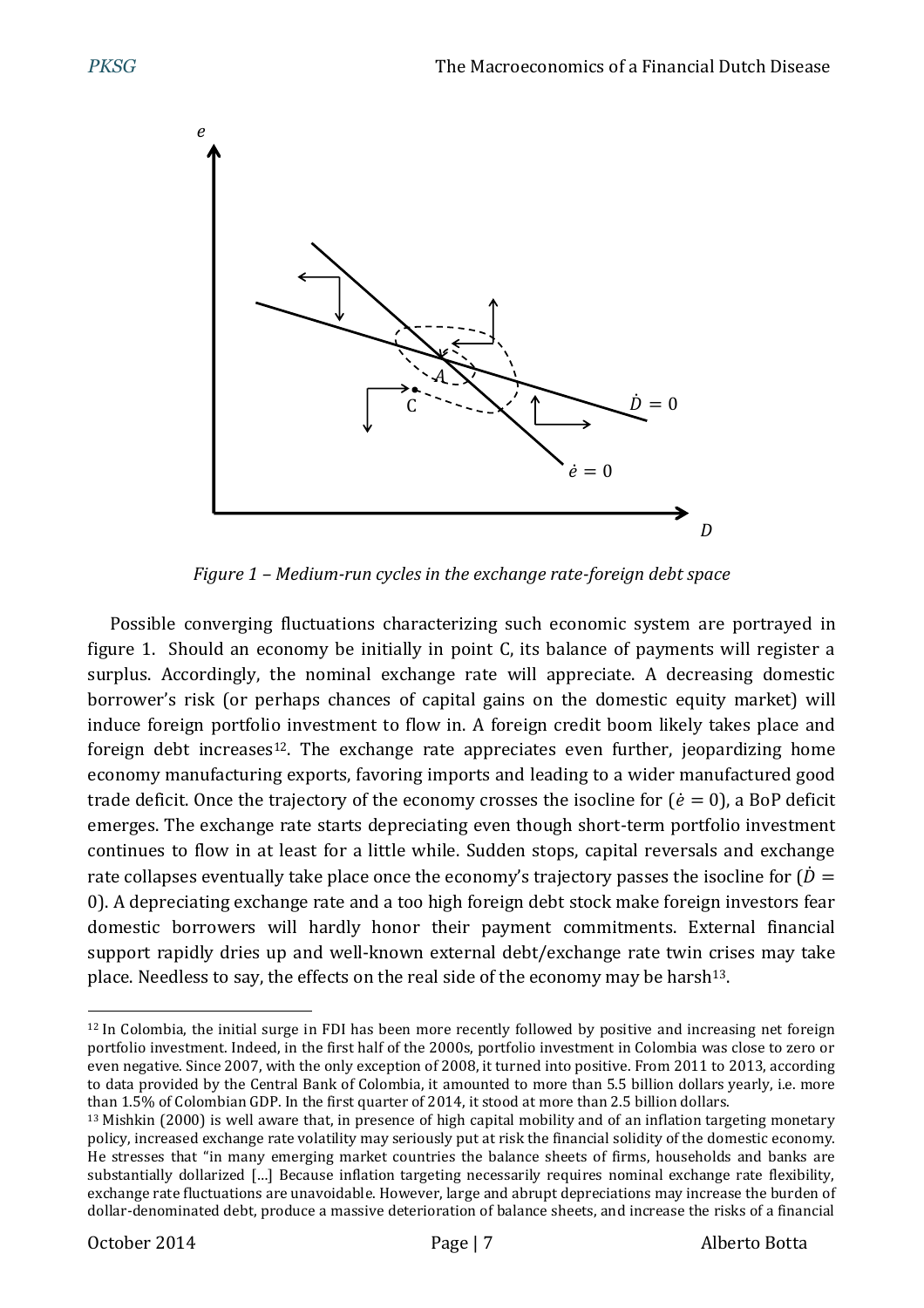*Figure 1 – Medium-run cycles in the exchange rate-foreign debt space*

Possible converging fluctuations characterizing such economic system are portrayed in figure 1. Should an economy be initially in point C, its balance of payments will register a surplus. Accordingly, the nominal exchange rate will appreciate. A decreasing domestic borrower's risk (or perhaps chances of capital gains on the domestic equity market) will induce foreign portfolio investment to flow in. A foreign credit boom likely takes place and foreign debt increases[12]. The exchange rate appreciates even further, jeopardizing home economy manufacturing exports, favoring imports and leading to a wider manufactured good trade deficit. Once the trajectory of the economy crosses the isocline for ($\dot{e} = 0$), a BoP deficit emerges. The exchange rate starts depreciating even though short-term portfolio investment continues to flow in at least for a little while. Sudden stops, capital reversals and exchange rate collapses eventually take place once the economy's trajectory passes the isocline for ($\dot{D} = 0$). A depreciating exchange rate and a too high foreign debt stock make foreign investors fear domestic borrowers will hardly honor their payment commitments. External financial support rapidly dries up and well-known external debt/exchange rate twin crises may take place. Needless to say, the effects on the real side of the economy may be harsh[13].

[12] In Colombia, the initial surge in FDI has been more recently followed by positive and increasing net foreign portfolio investment. Indeed, in the first half of the 2000s, portfolio investment in Colombia was close to zero or even negative. Since 2007, with the only exception of 2008, it turned into positive. From 2011 to 2013, according to data provided by the Central Bank of Colombia, it amounted to more than 5.5 billion dollars yearly, i.e. more than 1.5% of Colombian GDP. In the first quarter of 2014, it stood at more than 2.5 billion dollars.

[13] Mishkin (2000) is well aware that, in presence of high capital mobility and of an inflation targeting monetary policy, increased exchange rate volatility may seriously put at risk the financial solidity of the domestic economy. He stresses that "in many emerging market countries the balance sheets of firms, households and banks are substantially dollarized […] Because inflation targeting necessarily requires nominal exchange rate flexibility, exchange rate fluctuations are unavoidable. However, large and abrupt depreciations may increase the burden of dollar-denominated debt, produce a massive deterioration of balance sheets, and increase the risks of a financial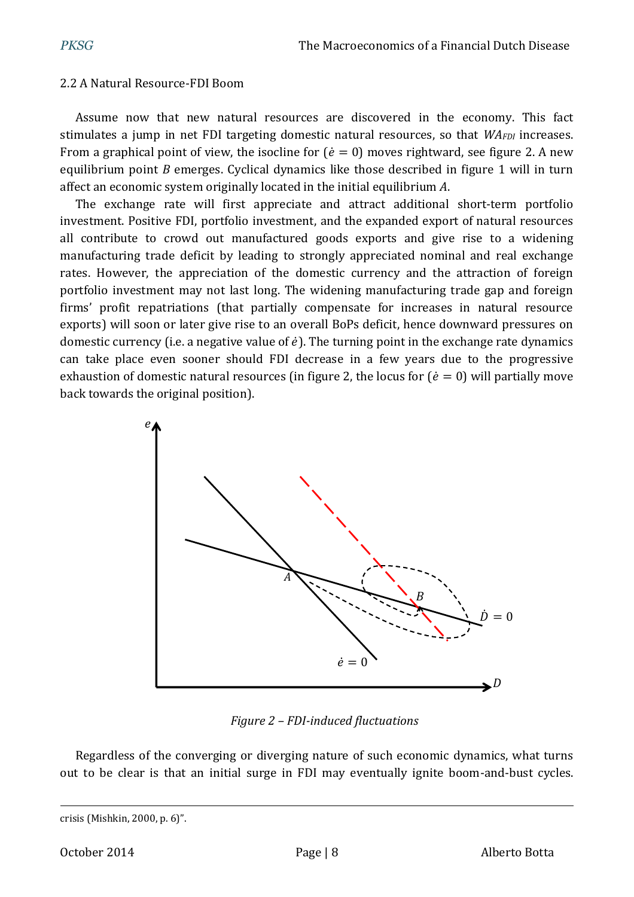### 2.2 A Natural Resource-FDI Boom

Assume now that new natural resources are discovered in the economy. This fact stimulates a jump in net FDI targeting domestic natural resources, so that $WA_{FDI}$ increases. From a graphical point of view, the isocline for ($\dot{e} = 0$) moves rightward, see figure 2. A new equilibrium point *B* emerges. Cyclical dynamics like those described in figure 1 will in turn affect an economic system originally located in the initial equilibrium *A*.

The exchange rate will first appreciate and attract additional short-term portfolio investment. Positive FDI, portfolio investment, and the expanded export of natural resources all contribute to crowd out manufactured goods exports and give rise to a widening manufacturing trade deficit by leading to strongly appreciated nominal and real exchange rates. However, the appreciation of the domestic currency and the attraction of foreign portfolio investment may not last long. The widening manufacturing trade gap and foreign firms' profit repatriations (that partially compensate for increases in natural resource exports) will soon or later give rise to an overall BoPs deficit, hence downward pressures on domestic currency (i.e. a negative value of $\dot{e}$). The turning point in the exchange rate dynamics can take place even sooner should FDI decrease in a few years due to the progressive exhaustion of domestic natural resources (in figure 2, the locus for ($\dot{e} = 0$) will partially move back towards the original position).

*Figure 2 – FDI-induced fluctuations*

Regardless of the converging or diverging nature of such economic dynamics, what turns out to be clear is that an initial surge in FDI may eventually ignite boom-and-bust cycles.

crisis (Mishkin, 2000, p. 6)".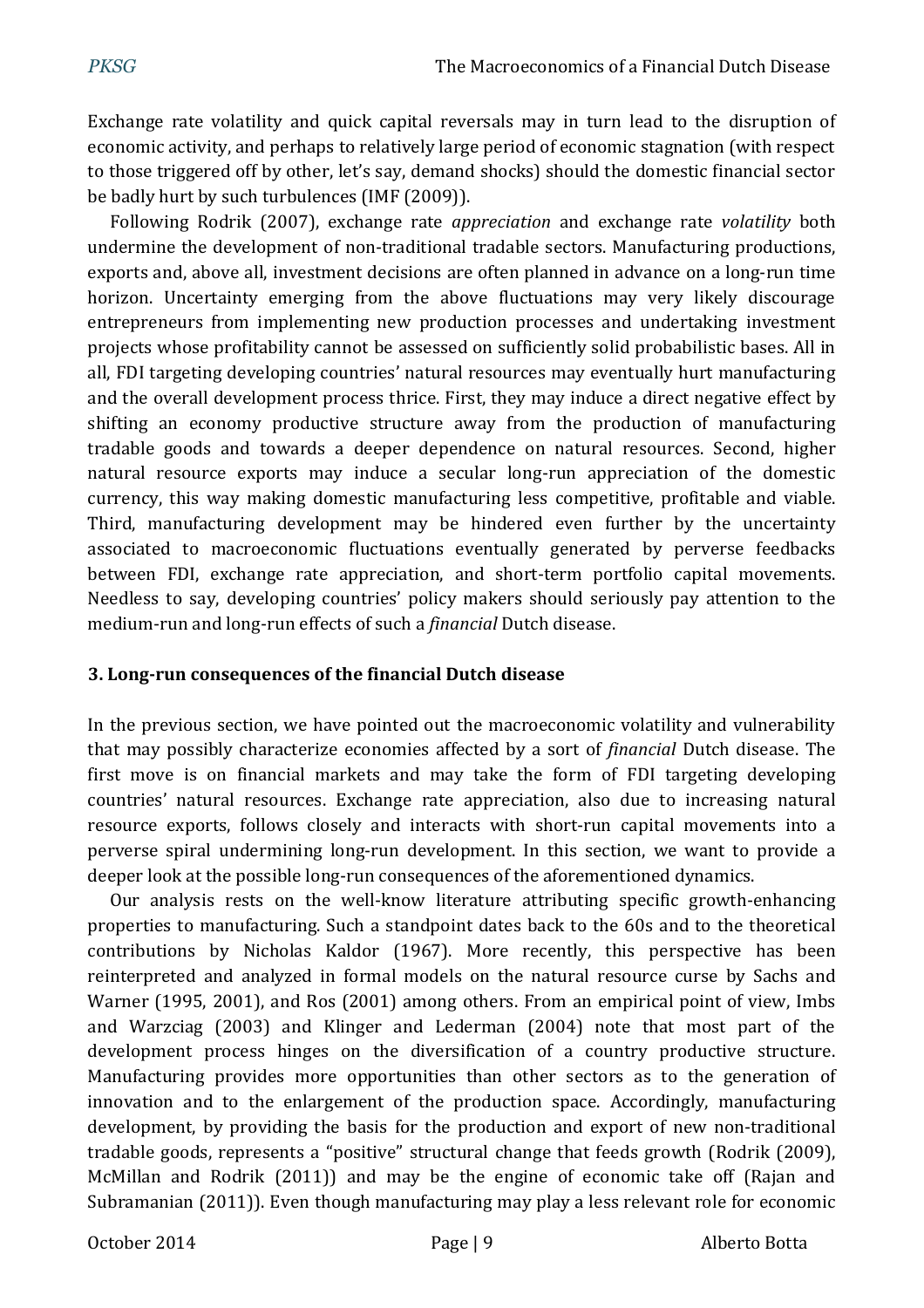Exchange rate volatility and quick capital reversals may in turn lead to the disruption of economic activity, and perhaps to relatively large period of economic stagnation (with respect to those triggered off by other, let's say, demand shocks) should the domestic financial sector be badly hurt by such turbulences (IMF (2009)).

Following Rodrik (2007), exchange rate *appreciation* and exchange rate *volatility* both undermine the development of non-traditional tradable sectors. Manufacturing productions, exports and, above all, investment decisions are often planned in advance on a long-run time horizon. Uncertainty emerging from the above fluctuations may very likely discourage entrepreneurs from implementing new production processes and undertaking investment projects whose profitability cannot be assessed on sufficiently solid probabilistic bases. All in all, FDI targeting developing countries' natural resources may eventually hurt manufacturing and the overall development process thrice. First, they may induce a direct negative effect by shifting an economy productive structure away from the production of manufacturing tradable goods and towards a deeper dependence on natural resources. Second, higher natural resource exports may induce a secular long-run appreciation of the domestic currency, this way making domestic manufacturing less competitive, profitable and viable. Third, manufacturing development may be hindered even further by the uncertainty associated to macroeconomic fluctuations eventually generated by perverse feedbacks between FDI, exchange rate appreciation, and short-term portfolio capital movements. Needless to say, developing countries' policy makers should seriously pay attention to the medium-run and long-run effects of such a *financial* Dutch disease.

## 3. Long-run consequences of the financial Dutch disease

In the previous section, we have pointed out the macroeconomic volatility and vulnerability that may possibly characterize economies affected by a sort of *financial* Dutch disease. The first move is on financial markets and may take the form of FDI targeting developing countries' natural resources. Exchange rate appreciation, also due to increasing natural resource exports, follows closely and interacts with short-run capital movements into a perverse spiral undermining long-run development. In this section, we want to provide a deeper look at the possible long-run consequences of the aforementioned dynamics.

Our analysis rests on the well-know literature attributing specific growth-enhancing properties to manufacturing. Such a standpoint dates back to the 60s and to the theoretical contributions by Nicholas Kaldor (1967). More recently, this perspective has been reinterpreted and analyzed in formal models on the natural resource curse by Sachs and Warner (1995, 2001), and Ros (2001) among others. From an empirical point of view, Imbs and Warzciag (2003) and Klinger and Lederman (2004) note that most part of the development process hinges on the diversification of a country productive structure. Manufacturing provides more opportunities than other sectors as to the generation of innovation and to the enlargement of the production space. Accordingly, manufacturing development, by providing the basis for the production and export of new non-traditional tradable goods, represents a "positive" structural change that feeds growth (Rodrik (2009), McMillan and Rodrik (2011)) and may be the engine of economic take off (Rajan and Subramanian (2011)). Even though manufacturing may play a less relevant role for economic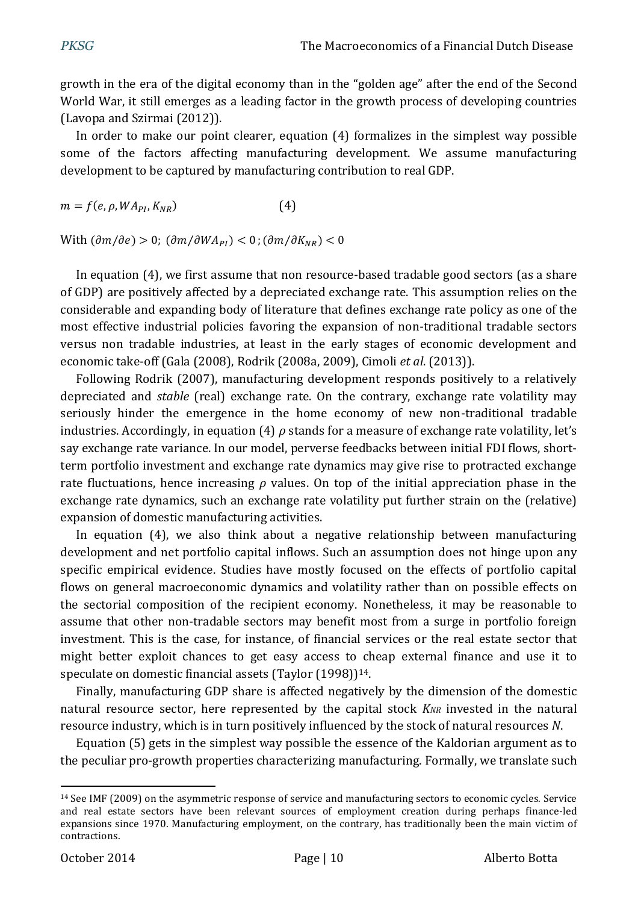growth in the era of the digital economy than in the "golden age" after the end of the Second World War, it still emerges as a leading factor in the growth process of developing countries (Lavopa and Szirmai (2012)).

In order to make our point clearer, equation (4) formalizes in the simplest way possible some of the factors affecting manufacturing development. We assume manufacturing development to be captured by manufacturing contribution to real GDP.

$$m = f(e, \rho, WA_{PI}, K_{NR}) \qquad (4)$$

With $(\partial m / \partial e) > 0$; $(\partial m / \partial WA_{PI}) < 0$; $(\partial m / \partial K_{NR}) < 0$

In equation (4), we first assume that non resource-based tradable good sectors (as a share of GDP) are positively affected by a depreciated exchange rate. This assumption relies on the considerable and expanding body of literature that defines exchange rate policy as one of the most effective industrial policies favoring the expansion of non-traditional tradable sectors versus non tradable industries, at least in the early stages of economic development and economic take-off (Gala (2008), Rodrik (2008a, 2009), Cimoli *et al*. (2013)).

Following Rodrik (2007), manufacturing development responds positively to a relatively depreciated and *stable* (real) exchange rate. On the contrary, exchange rate volatility may seriously hinder the emergence in the home economy of new non-traditional tradable industries. Accordingly, in equation (4) $\rho$ stands for a measure of exchange rate volatility, let's say exchange rate variance. In our model, perverse feedbacks between initial FDI flows, short-term portfolio investment and exchange rate dynamics may give rise to protracted exchange rate fluctuations, hence increasing $\rho$ values. On top of the initial appreciation phase in the exchange rate dynamics, such an exchange rate volatility put further strain on the (relative) expansion of domestic manufacturing activities.

In equation (4), we also think about a negative relationship between manufacturing development and net portfolio capital inflows. Such an assumption does not hinge upon any specific empirical evidence. Studies have mostly focused on the effects of portfolio capital flows on general macroeconomic dynamics and volatility rather than on possible effects on the sectorial composition of the recipient economy. Nonetheless, it may be reasonable to assume that other non-tradable sectors may benefit most from a surge in portfolio foreign investment. This is the case, for instance, of financial services or the real estate sector that might better exploit chances to get easy access to cheap external finance and use it to speculate on domestic financial assets (Taylor (1998))[14].

Finally, manufacturing GDP share is affected negatively by the dimension of the domestic natural resource sector, here represented by the capital stock $K_{NR}$ invested in the natural resource industry, which is in turn positively influenced by the stock of natural resources $N$.

Equation (5) gets in the simplest way possible the essence of the Kaldorian argument as to the peculiar pro-growth properties characterizing manufacturing. Formally, we translate such

---

[14] See IMF (2009) on the asymmetric response of service and manufacturing sectors to economic cycles. Service and real estate sectors have been relevant sources of employment creation during perhaps finance-led expansions since 1970. Manufacturing employment, on the contrary, has traditionally been the main victim of contractions.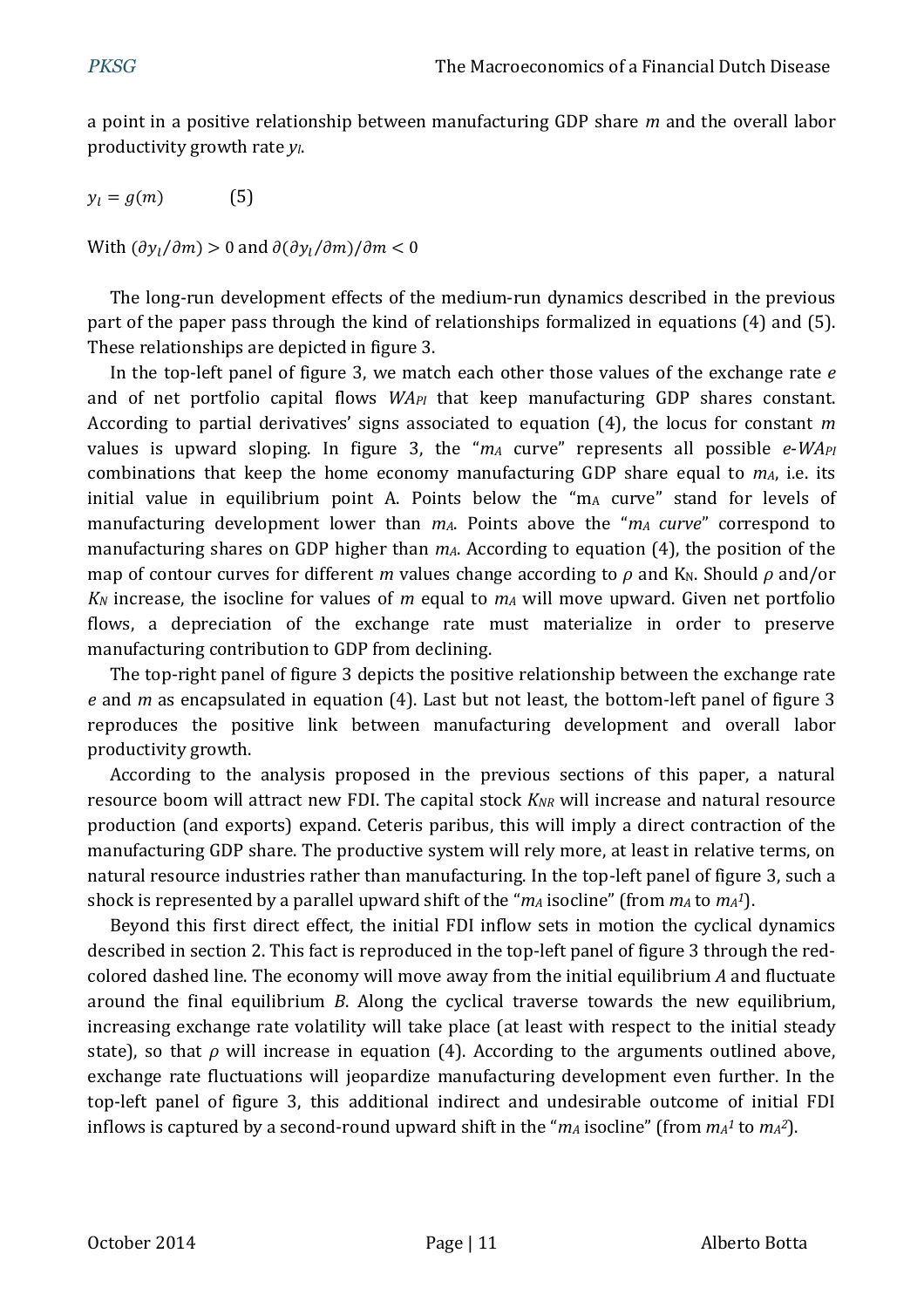a point in a positive relationship between manufacturing GDP share $m$ and the overall labor productivity growth rate $y_l$.

$$y_l = g(m) \qquad (5)$$

With $(\partial y_l/\partial m) > 0$ and $\partial(\partial y_l/\partial m)/\partial m < 0$

The long-run development effects of the medium-run dynamics described in the previous part of the paper pass through the kind of relationships formalized in equations (4) and (5). These relationships are depicted in figure 3.

In the top-left panel of figure 3, we match each other those values of the exchange rate $e$ and of net portfolio capital flows $WA_{PI}$ that keep manufacturing GDP shares constant. According to partial derivatives' signs associated to equation (4), the locus for constant $m$ values is upward sloping. In figure 3, the "$m_A$ curve" represents all possible $e$-$WA_{PI}$ combinations that keep the home economy manufacturing GDP share equal to $m_A$, i.e. its initial value in equilibrium point A. Points below the "$m_A$ curve" stand for levels of manufacturing development lower than $m_A$. Points above the "$m_A$ *curve*" correspond to manufacturing shares on GDP higher than $m_A$. According to equation (4), the position of the map of contour curves for different $m$ values change according to $\rho$ and $K_N$. Should $\rho$ and/or $K_N$ increase, the isocline for values of $m$ equal to $m_A$ will move upward. Given net portfolio flows, a depreciation of the exchange rate must materialize in order to preserve manufacturing contribution to GDP from declining.

The top-right panel of figure 3 depicts the positive relationship between the exchange rate $e$ and $m$ as encapsulated in equation (4). Last but not least, the bottom-left panel of figure 3 reproduces the positive link between manufacturing development and overall labor productivity growth.

According to the analysis proposed in the previous sections of this paper, a natural resource boom will attract new FDI. The capital stock $K_{NR}$ will increase and natural resource production (and exports) expand. Ceteris paribus, this will imply a direct contraction of the manufacturing GDP share. The productive system will rely more, at least in relative terms, on natural resource industries rather than manufacturing. In the top-left panel of figure 3, such a shock is represented by a parallel upward shift of the "$m_A$ isocline" (from $m_A$ to $m_A^1$).

Beyond this first direct effect, the initial FDI inflow sets in motion the cyclical dynamics described in section 2. This fact is reproduced in the top-left panel of figure 3 through the red-colored dashed line. The economy will move away from the initial equilibrium *A* and fluctuate around the final equilibrium *B*. Along the cyclical traverse towards the new equilibrium, increasing exchange rate volatility will take place (at least with respect to the initial steady state), so that $\rho$ will increase in equation (4). According to the arguments outlined above, exchange rate fluctuations will jeopardize manufacturing development even further. In the top-left panel of figure 3, this additional indirect and undesirable outcome of initial FDI inflows is captured by a second-round upward shift in the "$m_A$ isocline" (from $m_A^1$ to $m_A^2$).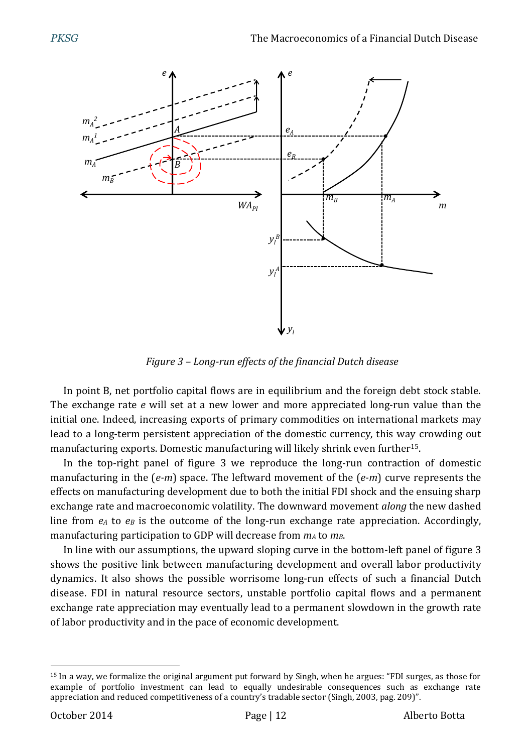*Figure 3 – Long-run effects of the financial Dutch disease*

In point B, net portfolio capital flows are in equilibrium and the foreign debt stock stable. The exchange rate $e$ will set at a new lower and more appreciated long-run value than the initial one. Indeed, increasing exports of primary commodities on international markets may lead to a long-term persistent appreciation of the domestic currency, this way crowding out manufacturing exports. Domestic manufacturing will likely shrink even further[15].

In the top-right panel of figure 3 we reproduce the long-run contraction of domestic manufacturing in the ($e$-$m$) space. The leftward movement of the ($e$-$m$) curve represents the effects on manufacturing development due to both the initial FDI shock and the ensuing sharp exchange rate and macroeconomic volatility. The downward movement *along* the new dashed line from $e_A$ to $e_B$ is the outcome of the long-run exchange rate appreciation. Accordingly, manufacturing participation to GDP will decrease from $m_A$ to $m_B$.

In line with our assumptions, the upward sloping curve in the bottom-left panel of figure 3 shows the positive link between manufacturing development and overall labor productivity dynamics. It also shows the possible worrisome long-run effects of such a financial Dutch disease. FDI in natural resource sectors, unstable portfolio capital flows and a permanent exchange rate appreciation may eventually lead to a permanent slowdown in the growth rate of labor productivity and in the pace of economic development.

[15] In a way, we formalize the original argument put forward by Singh, when he argues: "FDI surges, as those for example of portfolio investment can lead to equally undesirable consequences such as exchange rate appreciation and reduced competitiveness of a country's tradable sector (Singh, 2003, pag. 209)".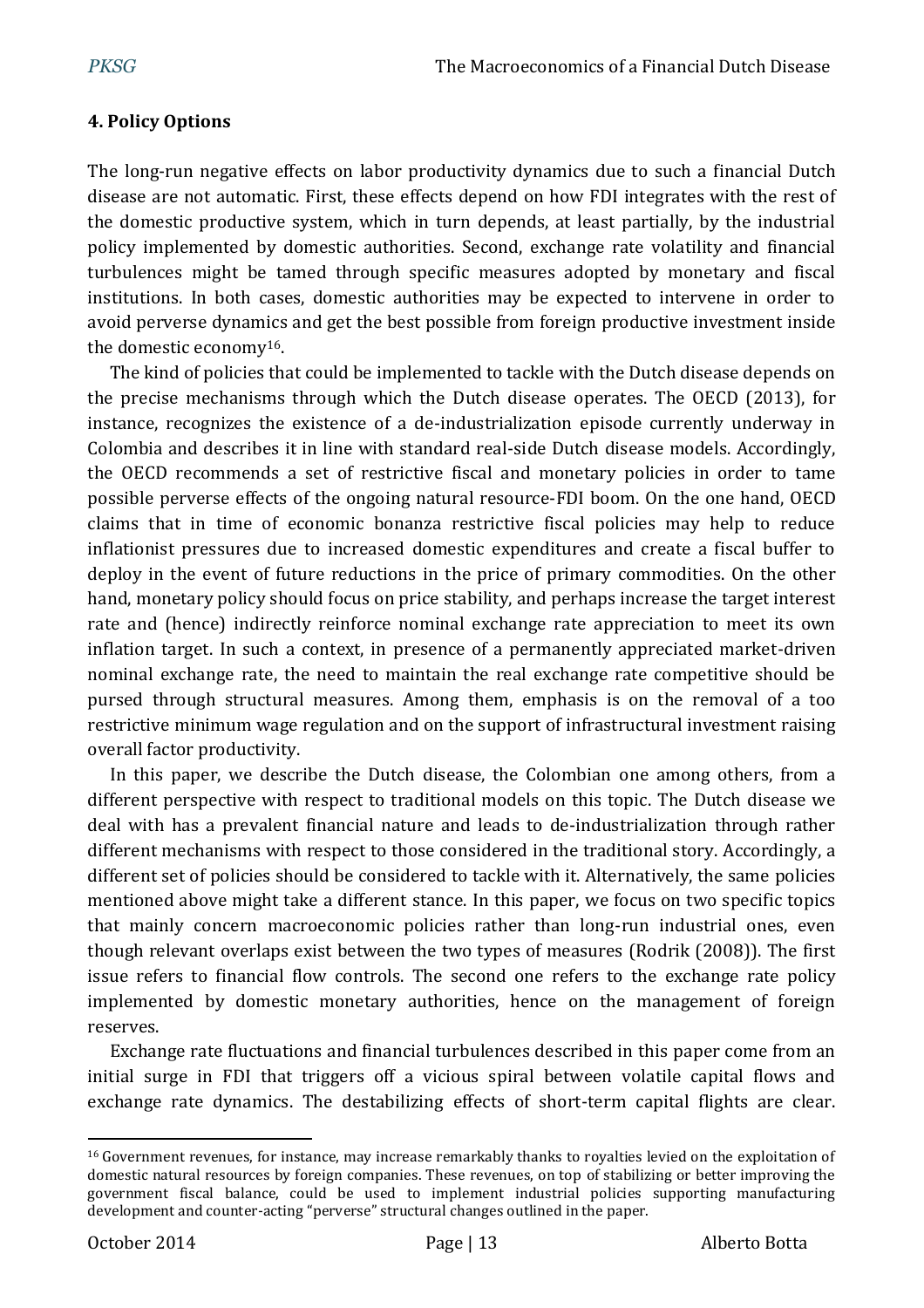## 4. Policy Options

The long-run negative effects on labor productivity dynamics due to such a financial Dutch disease are not automatic. First, these effects depend on how FDI integrates with the rest of the domestic productive system, which in turn depends, at least partially, by the industrial policy implemented by domestic authorities. Second, exchange rate volatility and financial turbulences might be tamed through specific measures adopted by monetary and fiscal institutions. In both cases, domestic authorities may be expected to intervene in order to avoid perverse dynamics and get the best possible from foreign productive investment inside the domestic economy[16].

The kind of policies that could be implemented to tackle with the Dutch disease depends on the precise mechanisms through which the Dutch disease operates. The OECD (2013), for instance, recognizes the existence of a de-industrialization episode currently underway in Colombia and describes it in line with standard real-side Dutch disease models. Accordingly, the OECD recommends a set of restrictive fiscal and monetary policies in order to tame possible perverse effects of the ongoing natural resource-FDI boom. On the one hand, OECD claims that in time of economic bonanza restrictive fiscal policies may help to reduce inflationist pressures due to increased domestic expenditures and create a fiscal buffer to deploy in the event of future reductions in the price of primary commodities. On the other hand, monetary policy should focus on price stability, and perhaps increase the target interest rate and (hence) indirectly reinforce nominal exchange rate appreciation to meet its own inflation target. In such a context, in presence of a permanently appreciated market-driven nominal exchange rate, the need to maintain the real exchange rate competitive should be pursed through structural measures. Among them, emphasis is on the removal of a too restrictive minimum wage regulation and on the support of infrastructural investment raising overall factor productivity.

In this paper, we describe the Dutch disease, the Colombian one among others, from a different perspective with respect to traditional models on this topic. The Dutch disease we deal with has a prevalent financial nature and leads to de-industrialization through rather different mechanisms with respect to those considered in the traditional story. Accordingly, a different set of policies should be considered to tackle with it. Alternatively, the same policies mentioned above might take a different stance. In this paper, we focus on two specific topics that mainly concern macroeconomic policies rather than long-run industrial ones, even though relevant overlaps exist between the two types of measures (Rodrik (2008)). The first issue refers to financial flow controls. The second one refers to the exchange rate policy implemented by domestic monetary authorities, hence on the management of foreign reserves.

Exchange rate fluctuations and financial turbulences described in this paper come from an initial surge in FDI that triggers off a vicious spiral between volatile capital flows and exchange rate dynamics. The destabilizing effects of short-term capital flights are clear.

---

[16] Government revenues, for instance, may increase remarkably thanks to royalties levied on the exploitation of domestic natural resources by foreign companies. These revenues, on top of stabilizing or better improving the government fiscal balance, could be used to implement industrial policies supporting manufacturing development and counter-acting "perverse" structural changes outlined in the paper.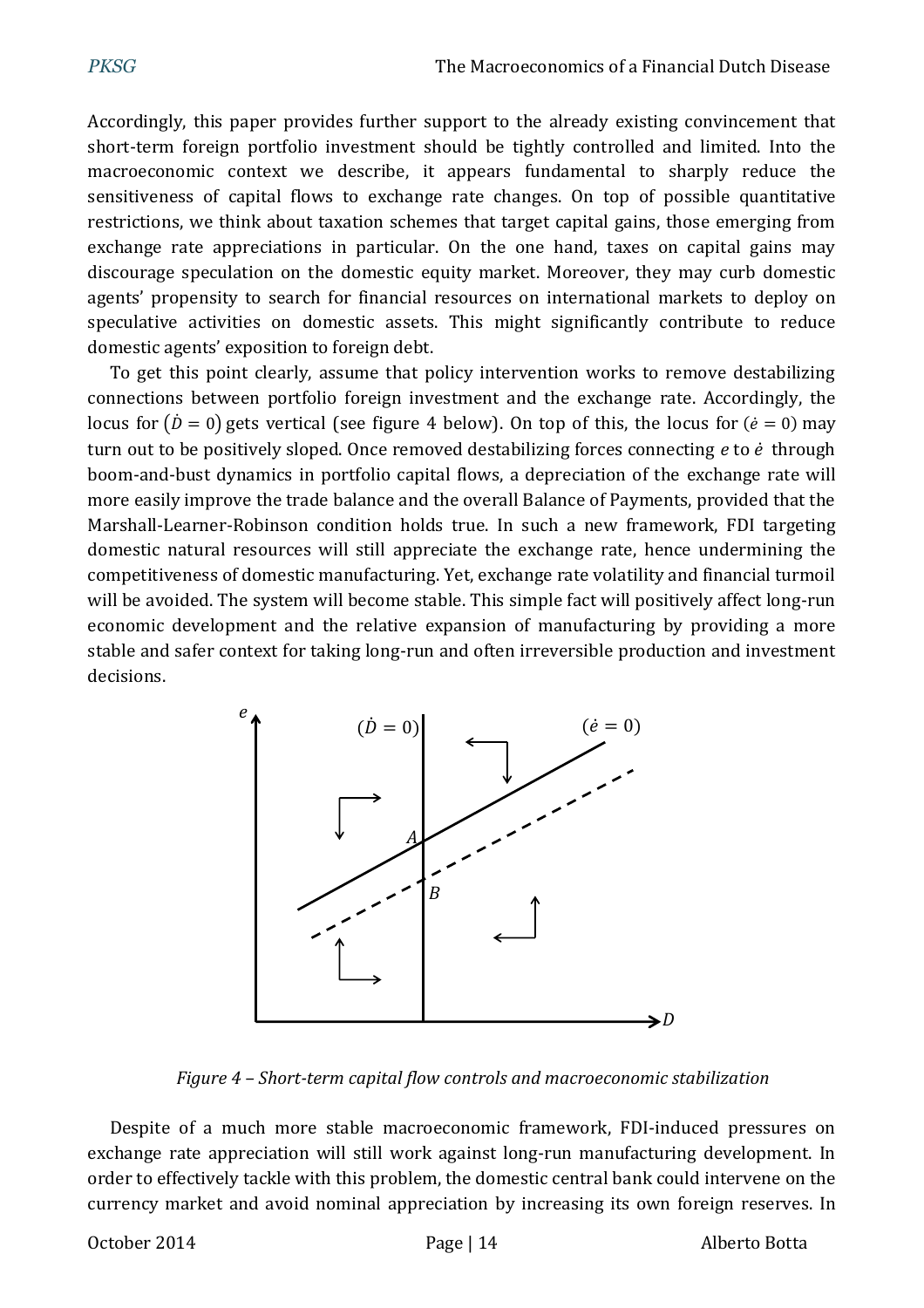Accordingly, this paper provides further support to the already existing convincement that short-term foreign portfolio investment should be tightly controlled and limited. Into the macroeconomic context we describe, it appears fundamental to sharply reduce the sensitiveness of capital flows to exchange rate changes. On top of possible quantitative restrictions, we think about taxation schemes that target capital gains, those emerging from exchange rate appreciations in particular. On the one hand, taxes on capital gains may discourage speculation on the domestic equity market. Moreover, they may curb domestic agents' propensity to search for financial resources on international markets to deploy on speculative activities on domestic assets. This might significantly contribute to reduce domestic agents' exposition to foreign debt.

To get this point clearly, assume that policy intervention works to remove destabilizing connections between portfolio foreign investment and the exchange rate. Accordingly, the locus for $(\dot{D} = 0)$ gets vertical (see figure 4 below). On top of this, the locus for $(\dot{e} = 0)$ may turn out to be positively sloped. Once removed destabilizing forces connecting $e$ to $\dot{e}$ through boom-and-bust dynamics in portfolio capital flows, a depreciation of the exchange rate will more easily improve the trade balance and the overall Balance of Payments, provided that the Marshall-Learner-Robinson condition holds true. In such a new framework, FDI targeting domestic natural resources will still appreciate the exchange rate, hence undermining the competitiveness of domestic manufacturing. Yet, exchange rate volatility and financial turmoil will be avoided. The system will become stable. This simple fact will positively affect long-run economic development and the relative expansion of manufacturing by providing a more stable and safer context for taking long-run and often irreversible production and investment decisions.

*Figure 4 – Short-term capital flow controls and macroeconomic stabilization*

Despite of a much more stable macroeconomic framework, FDI-induced pressures on exchange rate appreciation will still work against long-run manufacturing development. In order to effectively tackle with this problem, the domestic central bank could intervene on the currency market and avoid nominal appreciation by increasing its own foreign reserves. In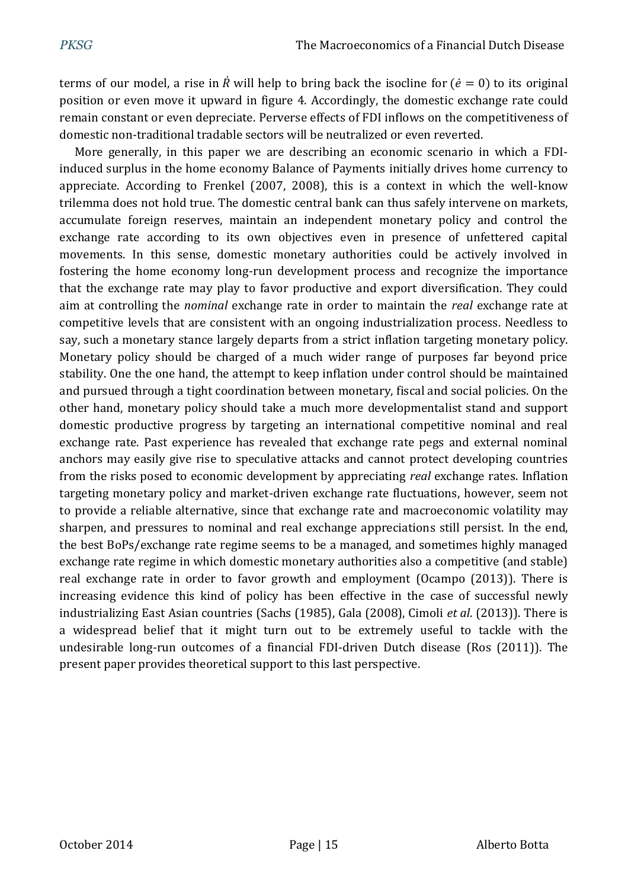terms of our model, a rise in $\dot{R}$ will help to bring back the isocline for ($\dot{e} = 0$) to its original position or even move it upward in figure 4. Accordingly, the domestic exchange rate could remain constant or even depreciate. Perverse effects of FDI inflows on the competitiveness of domestic non-traditional tradable sectors will be neutralized or even reverted.

More generally, in this paper we are describing an economic scenario in which a FDI-induced surplus in the home economy Balance of Payments initially drives home currency to appreciate. According to Frenkel (2007, 2008), this is a context in which the well-know trilemma does not hold true. The domestic central bank can thus safely intervene on markets, accumulate foreign reserves, maintain an independent monetary policy and control the exchange rate according to its own objectives even in presence of unfettered capital movements. In this sense, domestic monetary authorities could be actively involved in fostering the home economy long-run development process and recognize the importance that the exchange rate may play to favor productive and export diversification. They could aim at controlling the *nominal* exchange rate in order to maintain the *real* exchange rate at competitive levels that are consistent with an ongoing industrialization process. Needless to say, such a monetary stance largely departs from a strict inflation targeting monetary policy. Monetary policy should be charged of a much wider range of purposes far beyond price stability. One the one hand, the attempt to keep inflation under control should be maintained and pursued through a tight coordination between monetary, fiscal and social policies. On the other hand, monetary policy should take a much more developmentalist stand and support domestic productive progress by targeting an international competitive nominal and real exchange rate. Past experience has revealed that exchange rate pegs and external nominal anchors may easily give rise to speculative attacks and cannot protect developing countries from the risks posed to economic development by appreciating *real* exchange rates. Inflation targeting monetary policy and market-driven exchange rate fluctuations, however, seem not to provide a reliable alternative, since that exchange rate and macroeconomic volatility may sharpen, and pressures to nominal and real exchange appreciations still persist. In the end, the best BoPs/exchange rate regime seems to be a managed, and sometimes highly managed exchange rate regime in which domestic monetary authorities also a competitive (and stable) real exchange rate in order to favor growth and employment (Ocampo (2013)). There is increasing evidence this kind of policy has been effective in the case of successful newly industrializing East Asian countries (Sachs (1985), Gala (2008), Cimoli *et al.* (2013)). There is a widespread belief that it might turn out to be extremely useful to tackle with the undesirable long-run outcomes of a financial FDI-driven Dutch disease (Ros (2011)). The present paper provides theoretical support to this last perspective.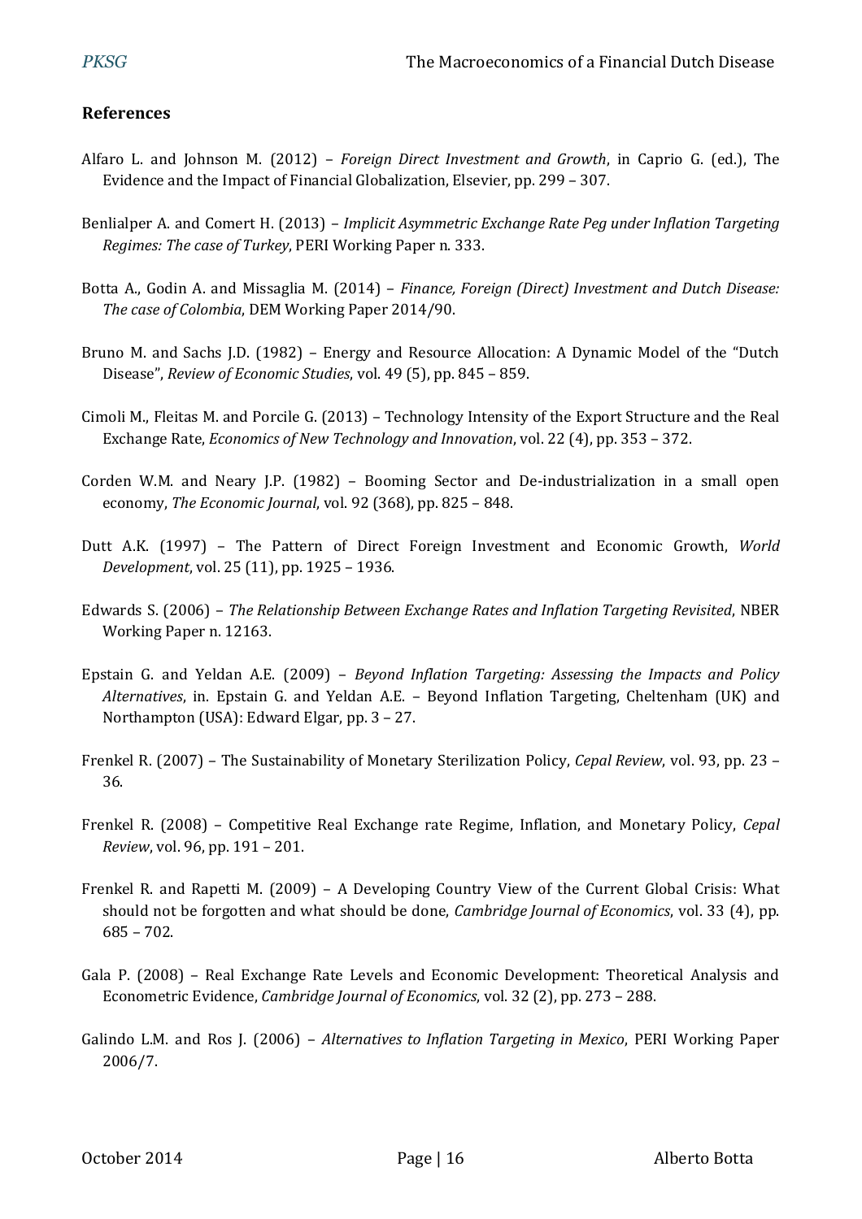## References

Alfaro L. and Johnson M. (2012) – *Foreign Direct Investment and Growth*, in Caprio G. (ed.), The Evidence and the Impact of Financial Globalization, Elsevier, pp. 299 – 307.

Benlialper A. and Comert H. (2013) – *Implicit Asymmetric Exchange Rate Peg under Inflation Targeting Regimes: The case of Turkey*, PERI Working Paper n. 333.

Botta A., Godin A. and Missaglia M. (2014) – *Finance, Foreign (Direct) Investment and Dutch Disease: The case of Colombia*, DEM Working Paper 2014/90.

Bruno M. and Sachs J.D. (1982) – Energy and Resource Allocation: A Dynamic Model of the "Dutch Disease", *Review of Economic Studies*, vol. 49 (5), pp. 845 – 859.

Cimoli M., Fleitas M. and Porcile G. (2013) – Technology Intensity of the Export Structure and the Real Exchange Rate, *Economics of New Technology and Innovation*, vol. 22 (4), pp. 353 – 372.

Corden W.M. and Neary J.P. (1982) – Booming Sector and De-industrialization in a small open economy, *The Economic Journal*, vol. 92 (368), pp. 825 – 848.

Dutt A.K. (1997) – The Pattern of Direct Foreign Investment and Economic Growth, *World Development*, vol. 25 (11), pp. 1925 – 1936.

Edwards S. (2006) – *The Relationship Between Exchange Rates and Inflation Targeting Revisited*, NBER Working Paper n. 12163.

Epstain G. and Yeldan A.E. (2009) – *Beyond Inflation Targeting: Assessing the Impacts and Policy Alternatives*, in. Epstain G. and Yeldan A.E. – Beyond Inflation Targeting, Cheltenham (UK) and Northampton (USA): Edward Elgar, pp. 3 – 27.

Frenkel R. (2007) – The Sustainability of Monetary Sterilization Policy, *Cepal Review*, vol. 93, pp. 23 – 36.

Frenkel R. (2008) – Competitive Real Exchange rate Regime, Inflation, and Monetary Policy, *Cepal Review*, vol. 96, pp. 191 – 201.

Frenkel R. and Rapetti M. (2009) – A Developing Country View of the Current Global Crisis: What should not be forgotten and what should be done, *Cambridge Journal of Economics*, vol. 33 (4), pp. 685 – 702.

Gala P. (2008) – Real Exchange Rate Levels and Economic Development: Theoretical Analysis and Econometric Evidence, *Cambridge Journal of Economics*, vol. 32 (2), pp. 273 – 288.

Galindo L.M. and Ros J. (2006) – *Alternatives to Inflation Targeting in Mexico*, PERI Working Paper 2006/7.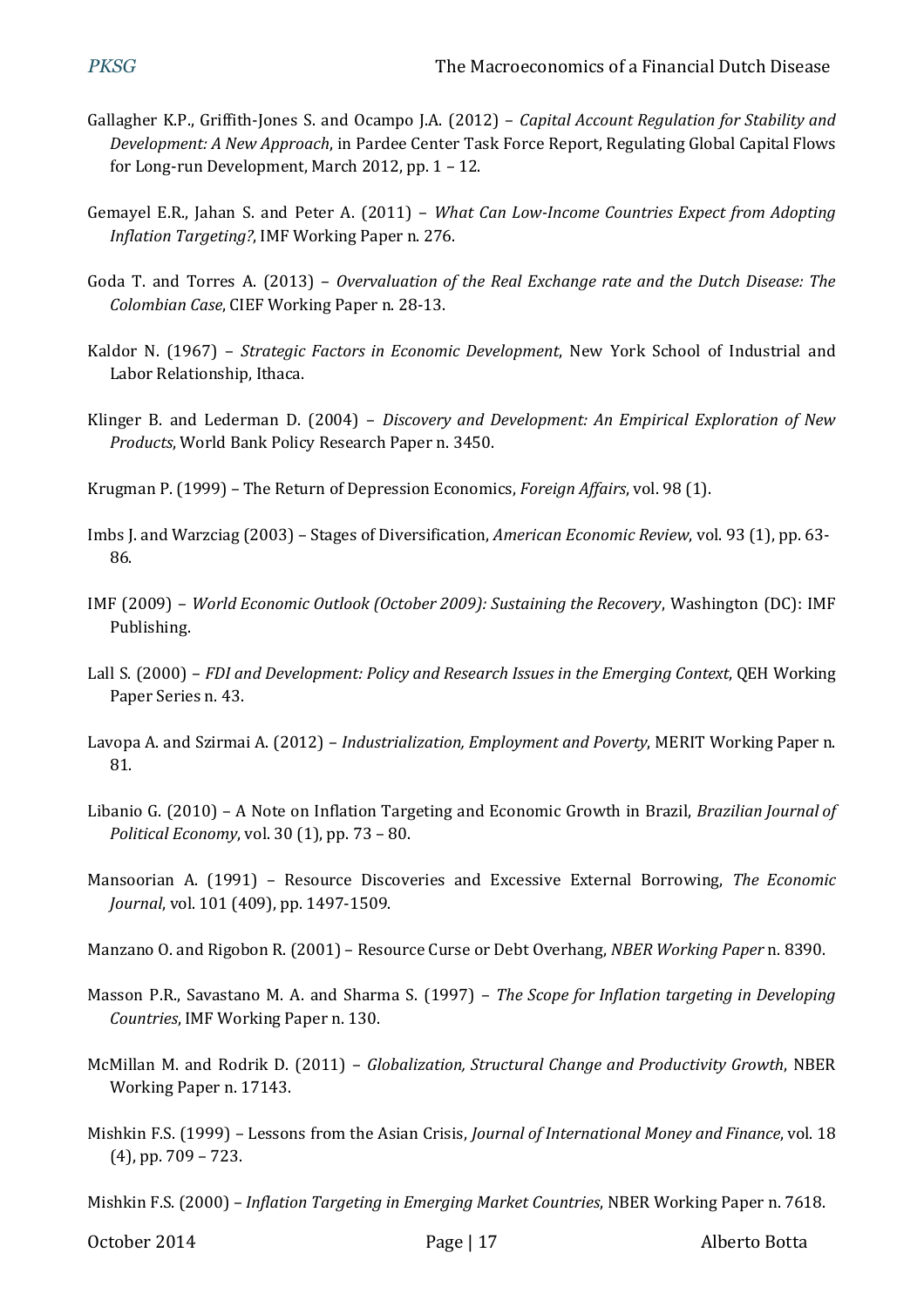Gallagher K.P., Griffith-Jones S. and Ocampo J.A. (2012) – *Capital Account Regulation for Stability and Development: A New Approach*, in Pardee Center Task Force Report, Regulating Global Capital Flows for Long-run Development, March 2012, pp. 1 – 12.

Gemayel E.R., Jahan S. and Peter A. (2011) – *What Can Low-Income Countries Expect from Adopting Inflation Targeting?*, IMF Working Paper n. 276.

Goda T. and Torres A. (2013) – *Overvaluation of the Real Exchange rate and the Dutch Disease: The Colombian Case*, CIEF Working Paper n. 28-13.

Kaldor N. (1967) – *Strategic Factors in Economic Development*, New York School of Industrial and Labor Relationship, Ithaca.

Klinger B. and Lederman D. (2004) – *Discovery and Development: An Empirical Exploration of New Products*, World Bank Policy Research Paper n. 3450.

Krugman P. (1999) – The Return of Depression Economics, *Foreign Affairs*, vol. 98 (1).

Imbs J. and Warzciag (2003) – Stages of Diversification, *American Economic Review*, vol. 93 (1), pp. 63-86.

IMF (2009) – *World Economic Outlook (October 2009): Sustaining the Recovery*, Washington (DC): IMF Publishing.

Lall S. (2000) – *FDI and Development: Policy and Research Issues in the Emerging Context*, QEH Working Paper Series n. 43.

Lavopa A. and Szirmai A. (2012) – *Industrialization, Employment and Poverty*, MERIT Working Paper n. 81.

Libanio G. (2010) – A Note on Inflation Targeting and Economic Growth in Brazil, *Brazilian Journal of Political Economy*, vol. 30 (1), pp. 73 – 80.

Mansoorian A. (1991) – Resource Discoveries and Excessive External Borrowing, *The Economic Journal*, vol. 101 (409), pp. 1497-1509.

Manzano O. and Rigobon R. (2001) – Resource Curse or Debt Overhang, *NBER Working Paper* n. 8390.

Masson P.R., Savastano M. A. and Sharma S. (1997) – *The Scope for Inflation targeting in Developing Countries*, IMF Working Paper n. 130.

McMillan M. and Rodrik D. (2011) – *Globalization, Structural Change and Productivity Growth*, NBER Working Paper n. 17143.

Mishkin F.S. (1999) – Lessons from the Asian Crisis, *Journal of International Money and Finance*, vol. 18 (4), pp. 709 – 723.

Mishkin F.S. (2000) – *Inflation Targeting in Emerging Market Countries*, NBER Working Paper n. 7618.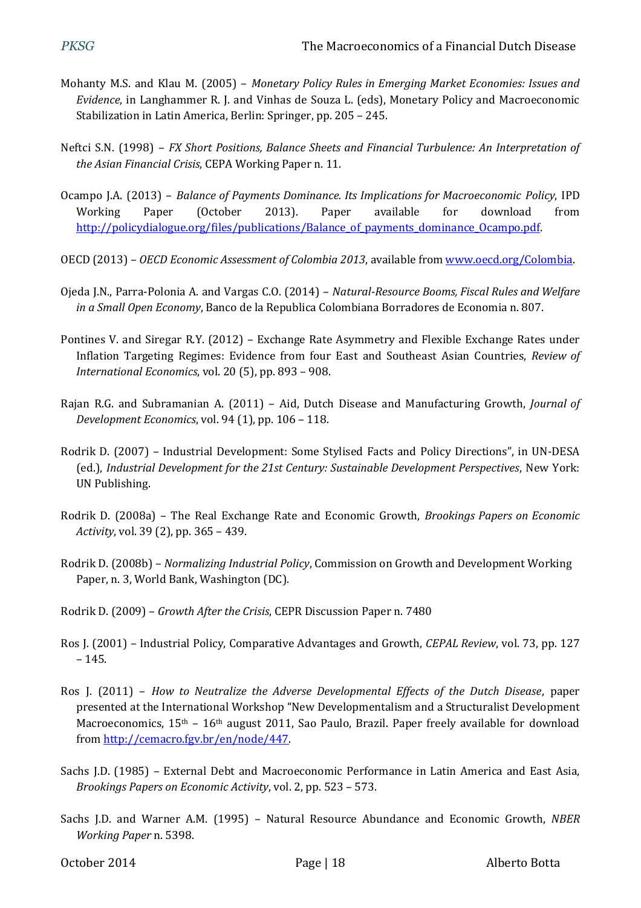Mohanty M.S. and Klau M. (2005) – *Monetary Policy Rules in Emerging Market Economies: Issues and Evidence*, in Langhammer R. J. and Vinhas de Souza L. (eds), Monetary Policy and Macroeconomic Stabilization in Latin America, Berlin: Springer, pp. 205 – 245.

Neftci S.N. (1998) – *FX Short Positions, Balance Sheets and Financial Turbulence: An Interpretation of the Asian Financial Crisis*, CEPA Working Paper n. 11.

Ocampo J.A. (2013) – *Balance of Payments Dominance. Its Implications for Macroeconomic Policy*, IPD Working Paper (October 2013). Paper available for download from http://policydialogue.org/files/publications/Balance_of_payments_dominance_Ocampo.pdf.

OECD (2013) – *OECD Economic Assessment of Colombia 2013*, available from www.oecd.org/Colombia.

Ojeda J.N., Parra-Polonia A. and Vargas C.O. (2014) – *Natural-Resource Booms, Fiscal Rules and Welfare in a Small Open Economy*, Banco de la Republica Colombiana Borradores de Economia n. 807.

Pontines V. and Siregar R.Y. (2012) – Exchange Rate Asymmetry and Flexible Exchange Rates under Inflation Targeting Regimes: Evidence from four East and Southeast Asian Countries, *Review of International Economics*, vol. 20 (5), pp. 893 – 908.

Rajan R.G. and Subramanian A. (2011) – Aid, Dutch Disease and Manufacturing Growth, *Journal of Development Economics*, vol. 94 (1), pp. 106 – 118.

Rodrik D. (2007) – Industrial Development: Some Stylised Facts and Policy Directions", in UN-DESA (ed.), *Industrial Development for the 21st Century: Sustainable Development Perspectives*, New York: UN Publishing.

Rodrik D. (2008a) – The Real Exchange Rate and Economic Growth, *Brookings Papers on Economic Activity*, vol. 39 (2), pp. 365 – 439.

Rodrik D. (2008b) – *Normalizing Industrial Policy*, Commission on Growth and Development Working Paper, n. 3, World Bank, Washington (DC).

Rodrik D. (2009) – *Growth After the Crisis*, CEPR Discussion Paper n. 7480

Ros J. (2001) – Industrial Policy, Comparative Advantages and Growth, *CEPAL Review*, vol. 73, pp. 127 – 145.

Ros J. (2011) – *How to Neutralize the Adverse Developmental Effects of the Dutch Disease*, paper presented at the International Workshop "New Developmentalism and a Structuralist Development Macroeconomics, 15th – 16th august 2011, Sao Paulo, Brazil. Paper freely available for download from http://cemacro.fgv.br/en/node/447.

Sachs J.D. (1985) – External Debt and Macroeconomic Performance in Latin America and East Asia, *Brookings Papers on Economic Activity*, vol. 2, pp. 523 – 573.

Sachs J.D. and Warner A.M. (1995) – Natural Resource Abundance and Economic Growth, *NBER Working Paper* n. 5398.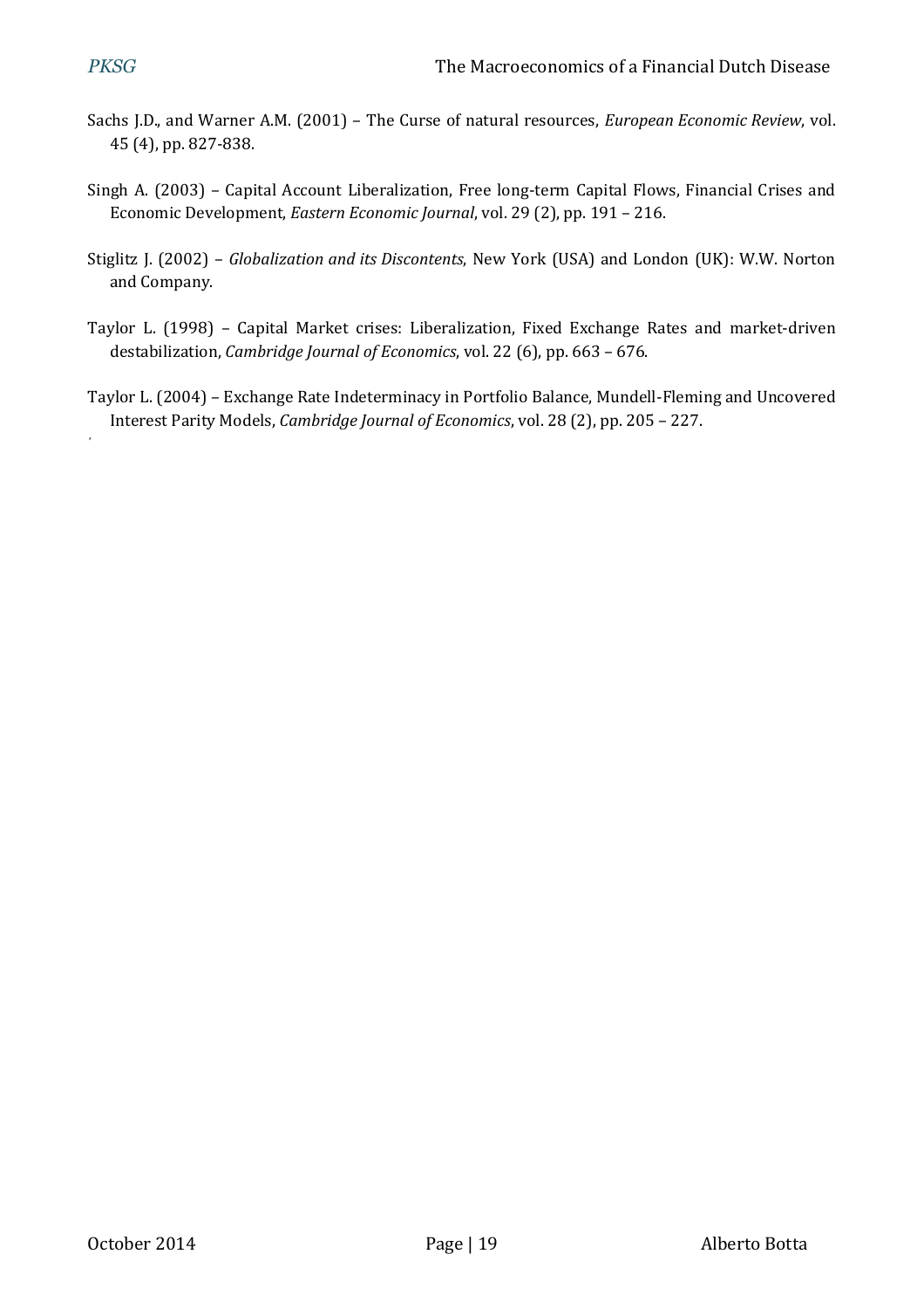Sachs J.D., and Warner A.M. (2001) – The Curse of natural resources, *European Economic Review*, vol. 45 (4), pp. 827-838.

Singh A. (2003) – Capital Account Liberalization, Free long-term Capital Flows, Financial Crises and Economic Development, *Eastern Economic Journal*, vol. 29 (2), pp. 191 – 216.

Stiglitz J. (2002) – *Globalization and its Discontents*, New York (USA) and London (UK): W.W. Norton and Company.

Taylor L. (1998) – Capital Market crises: Liberalization, Fixed Exchange Rates and market-driven destabilization, *Cambridge Journal of Economics*, vol. 22 (6), pp. 663 – 676.

Taylor L. (2004) – Exchange Rate Indeterminacy in Portfolio Balance, Mundell-Fleming and Uncovered Interest Parity Models, *Cambridge Journal of Economics*, vol. 28 (2), pp. 205 – 227.